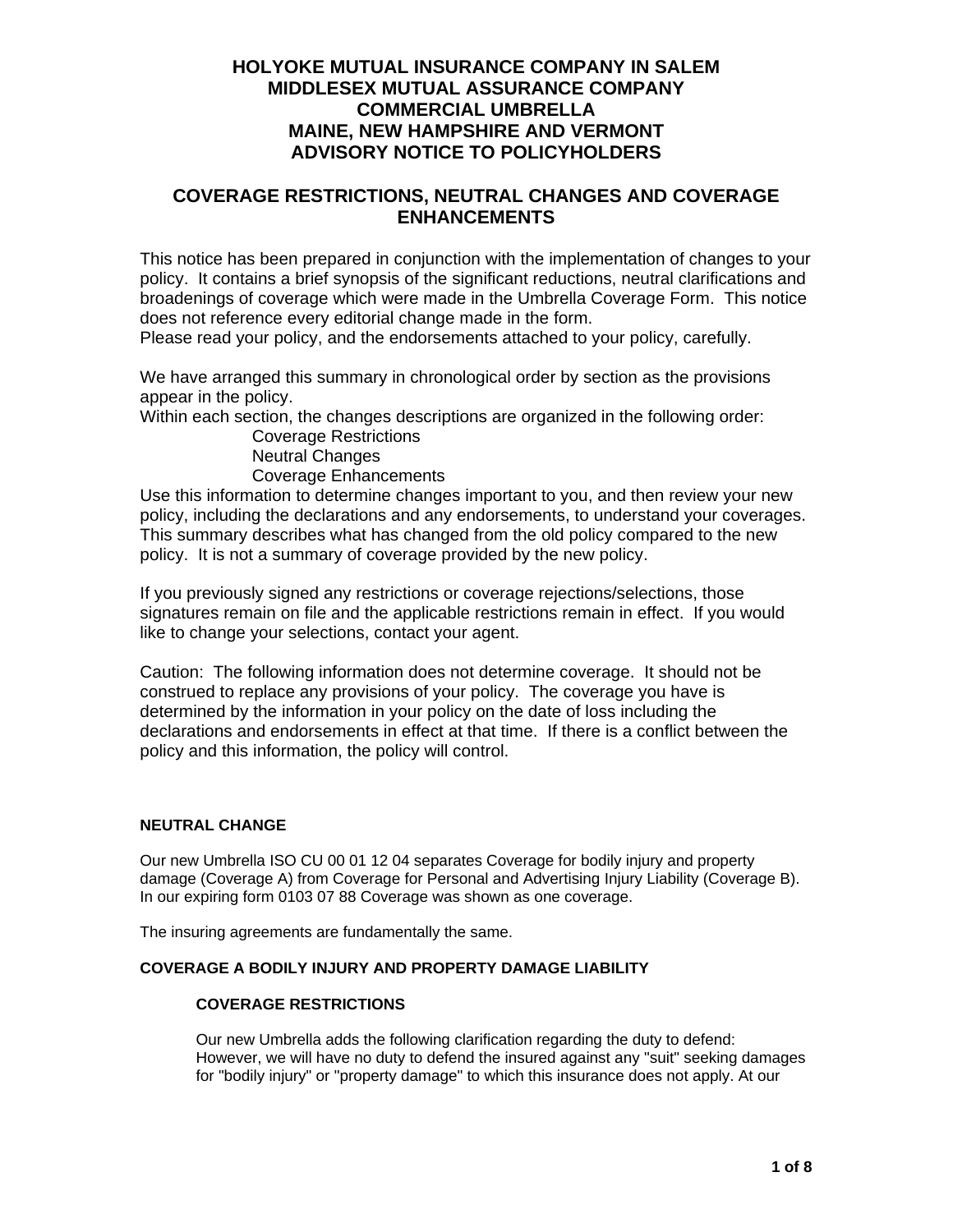# HOLYOKE MUTUAL INSURANCE COMPANY IN SALEM
# MIDDLESEX MUTUAL ASSURANCE COMPANY
# COMMERCIAL UMBRELLA
# MAINE, NEW HAMPSHIRE AND VERMONT
# ADVISORY NOTICE TO POLICYHOLDERS

## COVERAGE RESTRICTIONS, NEUTRAL CHANGES AND COVERAGE ENHANCEMENTS

This notice has been prepared in conjunction with the implementation of changes to your policy. It contains a brief synopsis of the significant reductions, neutral clarifications and broadenings of coverage which were made in the Umbrella Coverage Form. This notice does not reference every editorial change made in the form.
Please read your policy, and the endorsements attached to your policy, carefully.

We have arranged this summary in chronological order by section as the provisions appear in the policy.
Within each section, the changes descriptions are organized in the following order:

- Coverage Restrictions
- Neutral Changes
- Coverage Enhancements

Use this information to determine changes important to you, and then review your new policy, including the declarations and any endorsements, to understand your coverages. This summary describes what has changed from the old policy compared to the new policy. It is not a summary of coverage provided by the new policy.

If you previously signed any restrictions or coverage rejections/selections, those signatures remain on file and the applicable restrictions remain in effect. If you would like to change your selections, contact your agent.

Caution: The following information does not determine coverage. It should not be construed to replace any provisions of your policy. The coverage you have is determined by the information in your policy on the date of loss including the declarations and endorsements in effect at that time. If there is a conflict between the policy and this information, the policy will control.

### NEUTRAL CHANGE

Our new Umbrella ISO CU 00 01 12 04 separates Coverage for bodily injury and property damage (Coverage A) from Coverage for Personal and Advertising Injury Liability (Coverage B). In our expiring form 0103 07 88 Coverage was shown as one coverage.

The insuring agreements are fundamentally the same.

### COVERAGE A BODILY INJURY AND PROPERTY DAMAGE LIABILITY

#### COVERAGE RESTRICTIONS

Our new Umbrella adds the following clarification regarding the duty to defend:
However, we will have no duty to defend the insured against any "suit" seeking damages for "bodily injury" or "property damage" to which this insurance does not apply. At our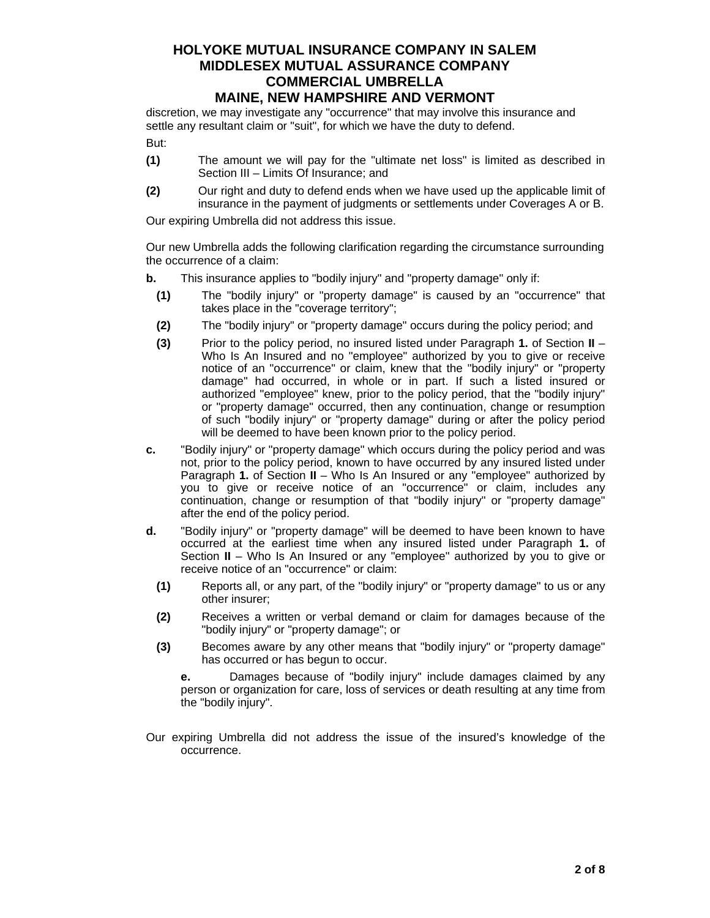discretion, we may investigate any "occurrence" that may involve this insurance and settle any resultant claim or "suit", for which we have the duty to defend.

But:

**(1)** The amount we will pay for the "ultimate net loss" is limited as described in Section III – Limits Of Insurance; and

**(2)** Our right and duty to defend ends when we have used up the applicable limit of insurance in the payment of judgments or settlements under Coverages A or B.

Our expiring Umbrella did not address this issue.

Our new Umbrella adds the following clarification regarding the circumstance surrounding the occurrence of a claim:

**b.** This insurance applies to "bodily injury" and "property damage" only if:

**(1)** The "bodily injury" or "property damage" is caused by an "occurrence" that takes place in the "coverage territory";

**(2)** The "bodily injury" or "property damage" occurs during the policy period; and

**(3)** Prior to the policy period, no insured listed under Paragraph **1.** of Section **II** – Who Is An Insured and no "employee" authorized by you to give or receive notice of an "occurrence" or claim, knew that the "bodily injury" or "property damage" had occurred, in whole or in part. If such a listed insured or authorized "employee" knew, prior to the policy period, that the "bodily injury" or "property damage" occurred, then any continuation, change or resumption of such "bodily injury" or "property damage" during or after the policy period will be deemed to have been known prior to the policy period.

**c.** "Bodily injury" or "property damage" which occurs during the policy period and was not, prior to the policy period, known to have occurred by any insured listed under Paragraph **1.** of Section **II** – Who Is An Insured or any "employee" authorized by you to give or receive notice of an "occurrence" or claim, includes any continuation, change or resumption of that "bodily injury" or "property damage" after the end of the policy period.

**d.** "Bodily injury" or "property damage" will be deemed to have been known to have occurred at the earliest time when any insured listed under Paragraph **1.** of Section **II** – Who Is An Insured or any "employee" authorized by you to give or receive notice of an "occurrence" or claim:

**(1)** Reports all, or any part, of the "bodily injury" or "property damage" to us or any other insurer;

**(2)** Receives a written or verbal demand or claim for damages because of the "bodily injury" or "property damage"; or

**(3)** Becomes aware by any other means that "bodily injury" or "property damage" has occurred or has begun to occur.

**e.** Damages because of "bodily injury" include damages claimed by any person or organization for care, loss of services or death resulting at any time from the "bodily injury".

Our expiring Umbrella did not address the issue of the insured's knowledge of the occurrence.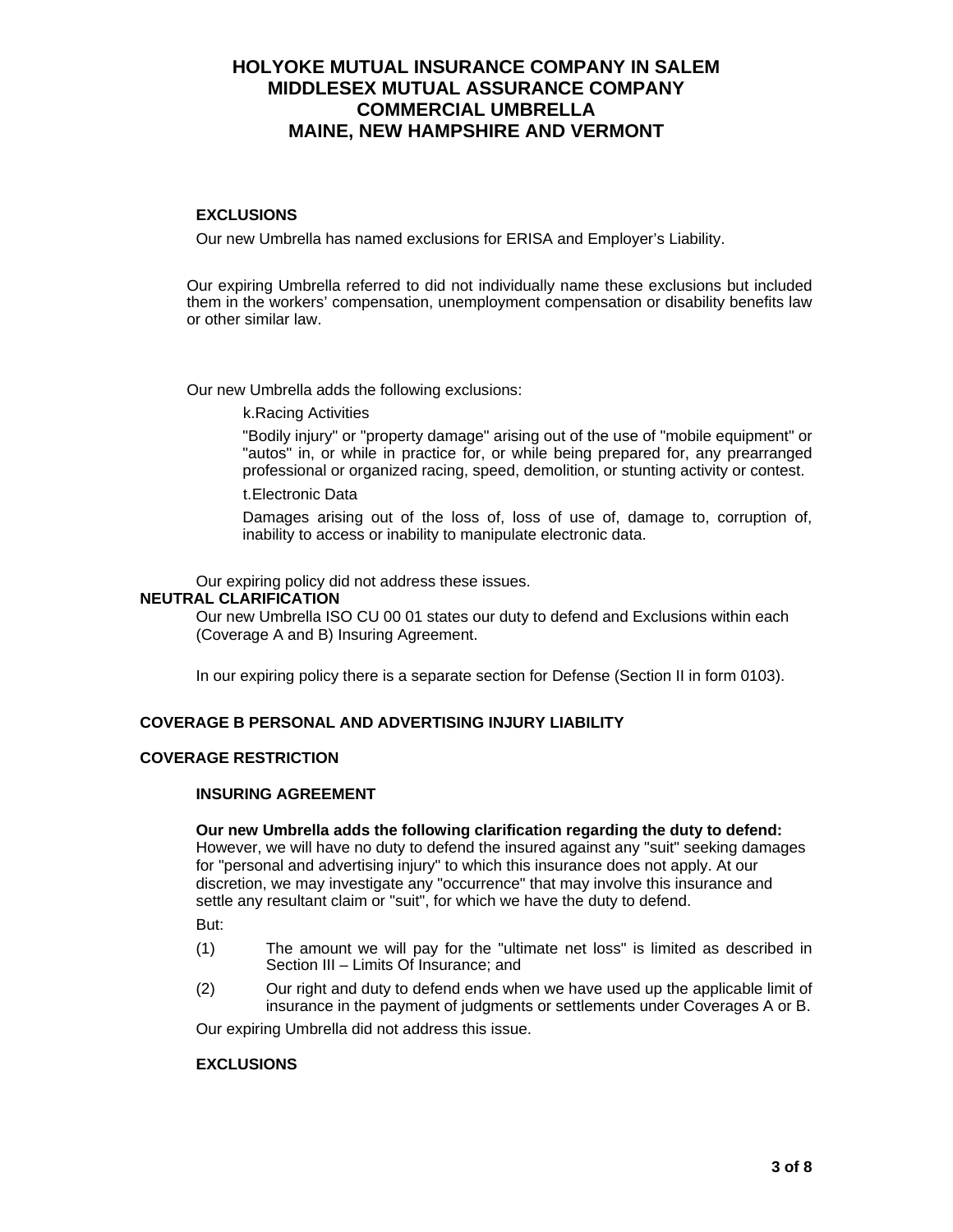**EXCLUSIONS**

Our new Umbrella has named exclusions for ERISA and Employer's Liability.

Our expiring Umbrella referred to did not individually name these exclusions but included them in the workers' compensation, unemployment compensation or disability benefits law or other similar law.

Our new Umbrella adds the following exclusions:

k.Racing Activities

"Bodily injury" or "property damage" arising out of the use of "mobile equipment" or "autos" in, or while in practice for, or while being prepared for, any prearranged professional or organized racing, speed, demolition, or stunting activity or contest.

t.Electronic Data

Damages arising out of the loss of, loss of use of, damage to, corruption of, inability to access or inability to manipulate electronic data.

Our expiring policy did not address these issues.

**NEUTRAL CLARIFICATION**

Our new Umbrella ISO CU 00 01 states our duty to defend and Exclusions within each (Coverage A and B) Insuring Agreement.

In our expiring policy there is a separate section for Defense (Section II in form 0103).

**COVERAGE B PERSONAL AND ADVERTISING INJURY LIABILITY**

**COVERAGE RESTRICTION**

**INSURING AGREEMENT**

**Our new Umbrella adds the following clarification regarding the duty to defend:** However, we will have no duty to defend the insured against any "suit" seeking damages for "personal and advertising injury" to which this insurance does not apply. At our discretion, we may investigate any "occurrence" that may involve this insurance and settle any resultant claim or "suit", for which we have the duty to defend.

But:

(1) The amount we will pay for the "ultimate net loss" is limited as described in Section III – Limits Of Insurance; and

(2) Our right and duty to defend ends when we have used up the applicable limit of insurance in the payment of judgments or settlements under Coverages A or B.

Our expiring Umbrella did not address this issue.

**EXCLUSIONS**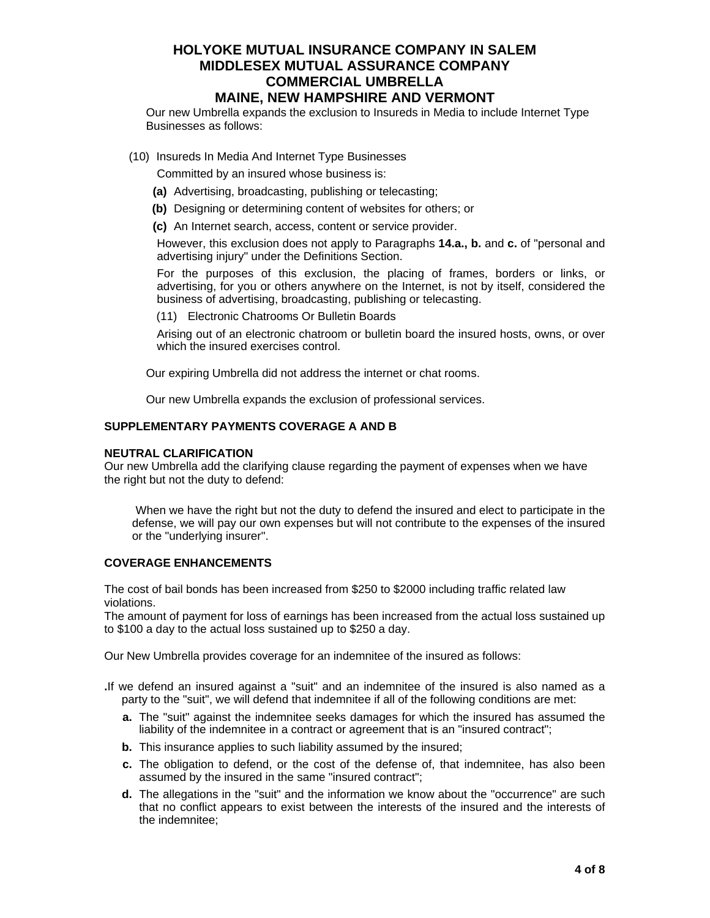Our new Umbrella expands the exclusion to Insureds in Media to include Internet Type Businesses as follows:

(10) Insureds In Media And Internet Type Businesses

Committed by an insured whose business is:

**(a)** Advertising, broadcasting, publishing or telecasting;

**(b)** Designing or determining content of websites for others; or

**(c)** An Internet search, access, content or service provider.

However, this exclusion does not apply to Paragraphs **14.a., b.** and **c.** of "personal and advertising injury" under the Definitions Section.

For the purposes of this exclusion, the placing of frames, borders or links, or advertising, for you or others anywhere on the Internet, is not by itself, considered the business of advertising, broadcasting, publishing or telecasting.

(11) Electronic Chatrooms Or Bulletin Boards

Arising out of an electronic chatroom or bulletin board the insured hosts, owns, or over which the insured exercises control.

Our expiring Umbrella did not address the internet or chat rooms.

Our new Umbrella expands the exclusion of professional services.

**SUPPLEMENTARY PAYMENTS COVERAGE A AND B**

**NEUTRAL CLARIFICATION**

Our new Umbrella add the clarifying clause regarding the payment of expenses when we have the right but not the duty to defend:

When we have the right but not the duty to defend the insured and elect to participate in the defense, we will pay our own expenses but will not contribute to the expenses of the insured or the "underlying insurer".

**COVERAGE ENHANCEMENTS**

The cost of bail bonds has been increased from $250 to $2000 including traffic related law violations.

The amount of payment for loss of earnings has been increased from the actual loss sustained up to $100 a day to the actual loss sustained up to $250 a day.

Our New Umbrella provides coverage for an indemnitee of the insured as follows:

**.**If we defend an insured against a "suit" and an indemnitee of the insured is also named as a party to the "suit", we will defend that indemnitee if all of the following conditions are met:

**a.** The "suit" against the indemnitee seeks damages for which the insured has assumed the liability of the indemnitee in a contract or agreement that is an "insured contract";

**b.** This insurance applies to such liability assumed by the insured;

**c.** The obligation to defend, or the cost of the defense of, that indemnitee, has also been assumed by the insured in the same "insured contract";

**d.** The allegations in the "suit" and the information we know about the "occurrence" are such that no conflict appears to exist between the interests of the insured and the interests of the indemnitee;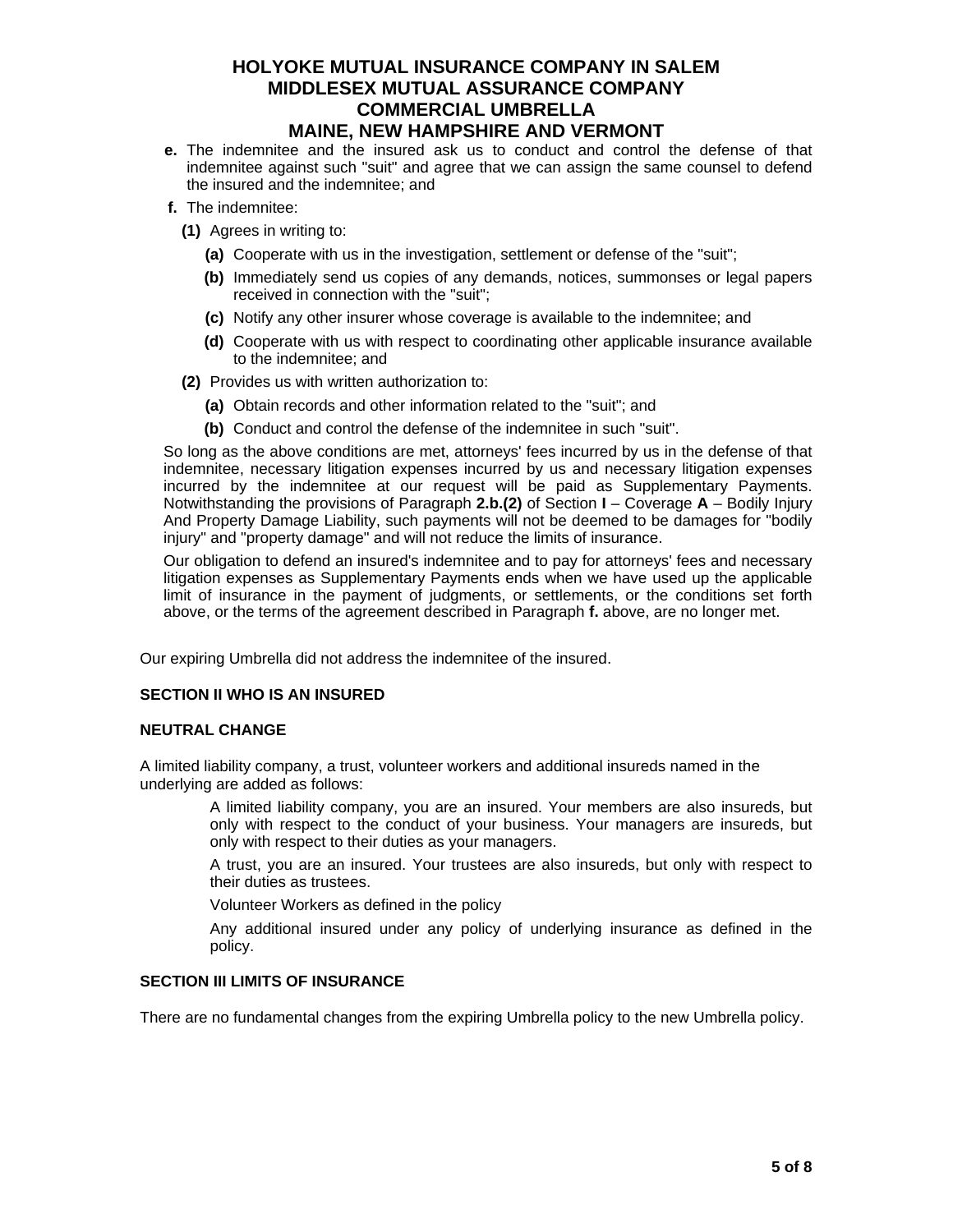**e.** The indemnitee and the insured ask us to conduct and control the defense of that indemnitee against such "suit" and agree that we can assign the same counsel to defend the insured and the indemnitee; and

**f.** The indemnitee:

**(1)** Agrees in writing to:

**(a)** Cooperate with us in the investigation, settlement or defense of the "suit";

**(b)** Immediately send us copies of any demands, notices, summonses or legal papers received in connection with the "suit";

**(c)** Notify any other insurer whose coverage is available to the indemnitee; and

**(d)** Cooperate with us with respect to coordinating other applicable insurance available to the indemnitee; and

**(2)** Provides us with written authorization to:

**(a)** Obtain records and other information related to the "suit"; and

**(b)** Conduct and control the defense of the indemnitee in such "suit".

So long as the above conditions are met, attorneys' fees incurred by us in the defense of that indemnitee, necessary litigation expenses incurred by us and necessary litigation expenses incurred by the indemnitee at our request will be paid as Supplementary Payments. Notwithstanding the provisions of Paragraph **2.b.(2)** of Section **I** – Coverage **A** – Bodily Injury And Property Damage Liability, such payments will not be deemed to be damages for "bodily injury" and "property damage" and will not reduce the limits of insurance.

Our obligation to defend an insured's indemnitee and to pay for attorneys' fees and necessary litigation expenses as Supplementary Payments ends when we have used up the applicable limit of insurance in the payment of judgments, or settlements, or the conditions set forth above, or the terms of the agreement described in Paragraph **f.** above, are no longer met.

Our expiring Umbrella did not address the indemnitee of the insured.

**SECTION II WHO IS AN INSURED**

**NEUTRAL CHANGE**

A limited liability company, a trust, volunteer workers and additional insureds named in the underlying are added as follows:

A limited liability company, you are an insured. Your members are also insureds, but only with respect to the conduct of your business. Your managers are insureds, but only with respect to their duties as your managers.

A trust, you are an insured. Your trustees are also insureds, but only with respect to their duties as trustees.

Volunteer Workers as defined in the policy

Any additional insured under any policy of underlying insurance as defined in the policy.

**SECTION III LIMITS OF INSURANCE**

There are no fundamental changes from the expiring Umbrella policy to the new Umbrella policy.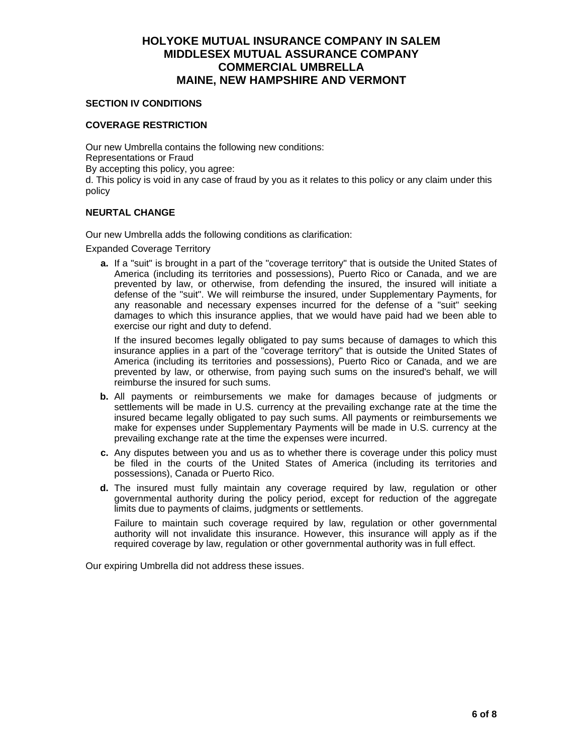# HOLYOKE MUTUAL INSURANCE COMPANY IN SALEM
# MIDDLESEX MUTUAL ASSURANCE COMPANY
# COMMERCIAL UMBRELLA
# MAINE, NEW HAMPSHIRE AND VERMONT

## SECTION IV CONDITIONS

### COVERAGE RESTRICTION

Our new Umbrella contains the following new conditions:
Representations or Fraud
By accepting this policy, you agree:
d. This policy is void in any case of fraud by you as it relates to this policy or any claim under this policy

### NEURTAL CHANGE

Our new Umbrella adds the following conditions as clarification:

Expanded Coverage Territory

**a.** If a "suit" is brought in a part of the "coverage territory" that is outside the United States of America (including its territories and possessions), Puerto Rico or Canada, and we are prevented by law, or otherwise, from defending the insured, the insured will initiate a defense of the "suit". We will reimburse the insured, under Supplementary Payments, for any reasonable and necessary expenses incurred for the defense of a "suit" seeking damages to which this insurance applies, that we would have paid had we been able to exercise our right and duty to defend.

If the insured becomes legally obligated to pay sums because of damages to which this insurance applies in a part of the "coverage territory" that is outside the United States of America (including its territories and possessions), Puerto Rico or Canada, and we are prevented by law, or otherwise, from paying such sums on the insured's behalf, we will reimburse the insured for such sums.

**b.** All payments or reimbursements we make for damages because of judgments or settlements will be made in U.S. currency at the prevailing exchange rate at the time the insured became legally obligated to pay such sums. All payments or reimbursements we make for expenses under Supplementary Payments will be made in U.S. currency at the prevailing exchange rate at the time the expenses were incurred.

**c.** Any disputes between you and us as to whether there is coverage under this policy must be filed in the courts of the United States of America (including its territories and possessions), Canada or Puerto Rico.

**d.** The insured must fully maintain any coverage required by law, regulation or other governmental authority during the policy period, except for reduction of the aggregate limits due to payments of claims, judgments or settlements.

Failure to maintain such coverage required by law, regulation or other governmental authority will not invalidate this insurance. However, this insurance will apply as if the required coverage by law, regulation or other governmental authority was in full effect.

Our expiring Umbrella did not address these issues.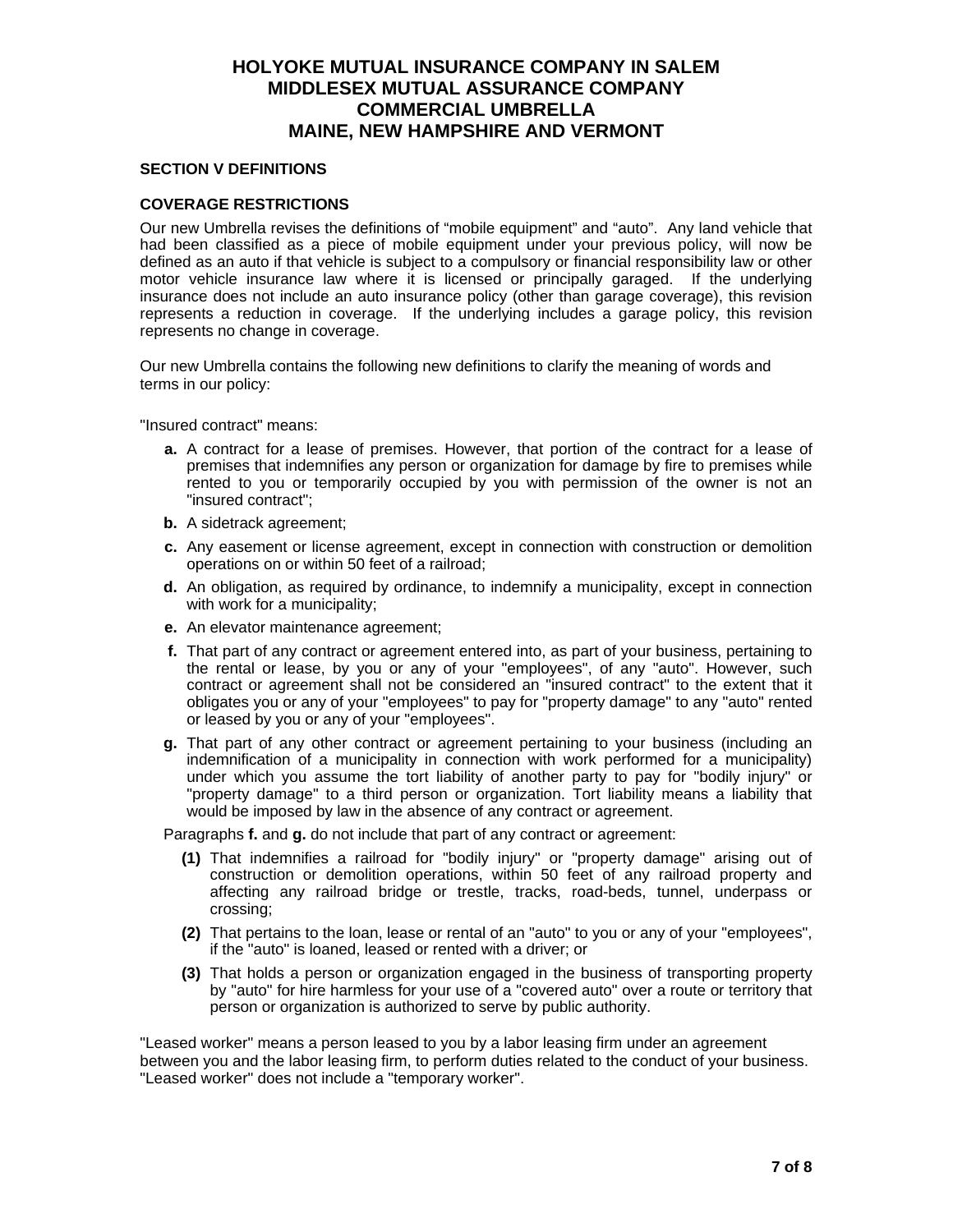# HOLYOKE MUTUAL INSURANCE COMPANY IN SALEM
# MIDDLESEX MUTUAL ASSURANCE COMPANY
# COMMERCIAL UMBRELLA
# MAINE, NEW HAMPSHIRE AND VERMONT

## SECTION V DEFINITIONS

### COVERAGE RESTRICTIONS

Our new Umbrella revises the definitions of “mobile equipment” and “auto”. Any land vehicle that had been classified as a piece of mobile equipment under your previous policy, will now be defined as an auto if that vehicle is subject to a compulsory or financial responsibility law or other motor vehicle insurance law where it is licensed or principally garaged. If the underlying insurance does not include an auto insurance policy (other than garage coverage), this revision represents a reduction in coverage. If the underlying includes a garage policy, this revision represents no change in coverage.

Our new Umbrella contains the following new definitions to clarify the meaning of words and terms in our policy:

"Insured contract" means:

- **a.** A contract for a lease of premises. However, that portion of the contract for a lease of premises that indemnifies any person or organization for damage by fire to premises while rented to you or temporarily occupied by you with permission of the owner is not an "insured contract";
- **b.** A sidetrack agreement;
- **c.** Any easement or license agreement, except in connection with construction or demolition operations on or within 50 feet of a railroad;
- **d.** An obligation, as required by ordinance, to indemnify a municipality, except in connection with work for a municipality;
- **e.** An elevator maintenance agreement;
- **f.** That part of any contract or agreement entered into, as part of your business, pertaining to the rental or lease, by you or any of your "employees", of any "auto". However, such contract or agreement shall not be considered an "insured contract" to the extent that it obligates you or any of your "employees" to pay for "property damage" to any "auto" rented or leased by you or any of your "employees".
- **g.** That part of any other contract or agreement pertaining to your business (including an indemnification of a municipality in connection with work performed for a municipality) under which you assume the tort liability of another party to pay for "bodily injury" or "property damage" to a third person or organization. Tort liability means a liability that would be imposed by law in the absence of any contract or agreement.

Paragraphs **f.** and **g.** do not include that part of any contract or agreement:

- **(1)** That indemnifies a railroad for "bodily injury" or "property damage" arising out of construction or demolition operations, within 50 feet of any railroad property and affecting any railroad bridge or trestle, tracks, road-beds, tunnel, underpass or crossing;
- **(2)** That pertains to the loan, lease or rental of an "auto" to you or any of your "employees", if the "auto" is loaned, leased or rented with a driver; or
- **(3)** That holds a person or organization engaged in the business of transporting property by "auto" for hire harmless for your use of a "covered auto" over a route or territory that person or organization is authorized to serve by public authority.

"Leased worker" means a person leased to you by a labor leasing firm under an agreement between you and the labor leasing firm, to perform duties related to the conduct of your business. "Leased worker" does not include a "temporary worker".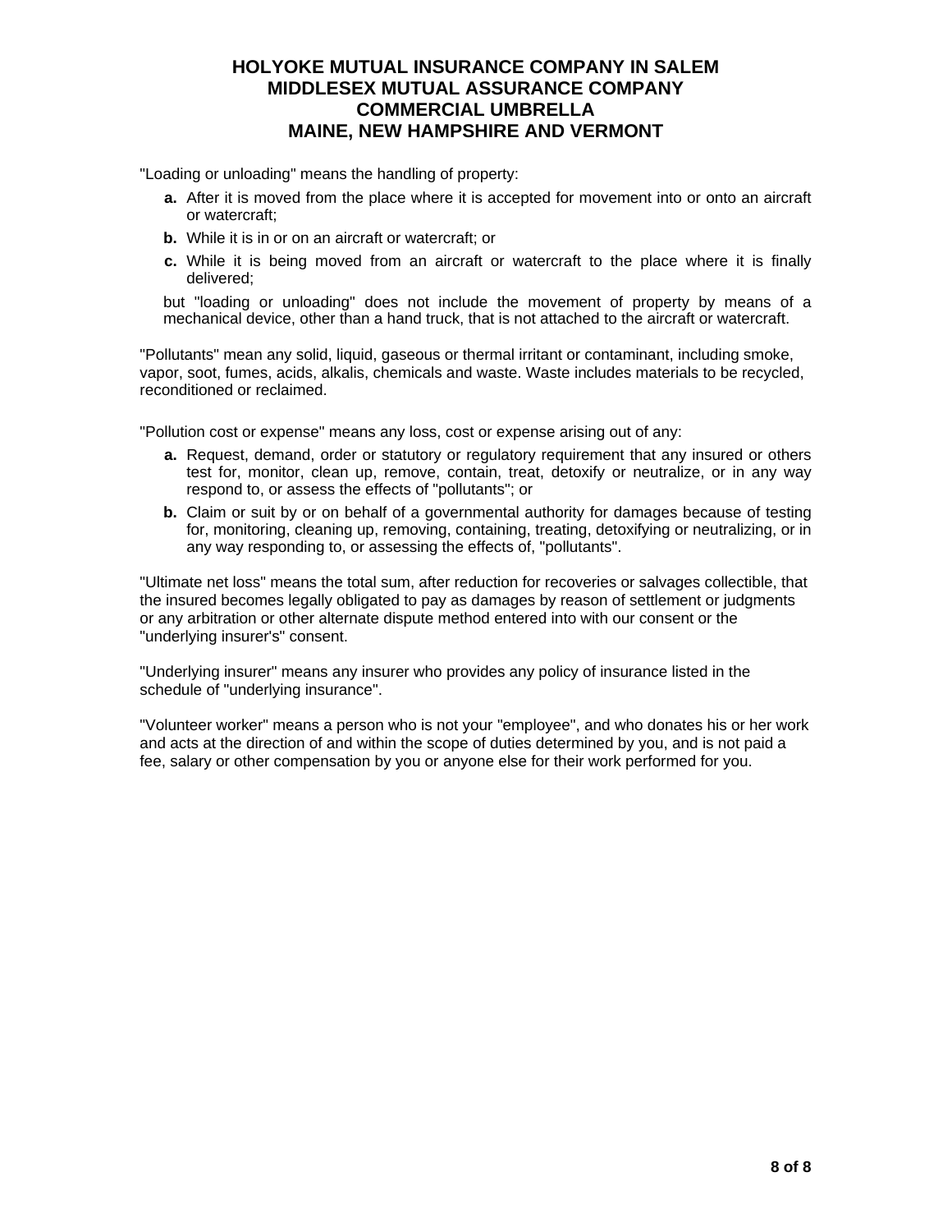"Loading or unloading" means the handling of property:

- **a.** After it is moved from the place where it is accepted for movement into or onto an aircraft or watercraft;
- **b.** While it is in or on an aircraft or watercraft; or
- **c.** While it is being moved from an aircraft or watercraft to the place where it is finally delivered;

but "loading or unloading" does not include the movement of property by means of a mechanical device, other than a hand truck, that is not attached to the aircraft or watercraft.

"Pollutants" mean any solid, liquid, gaseous or thermal irritant or contaminant, including smoke, vapor, soot, fumes, acids, alkalis, chemicals and waste. Waste includes materials to be recycled, reconditioned or reclaimed.

"Pollution cost or expense" means any loss, cost or expense arising out of any:

- **a.** Request, demand, order or statutory or regulatory requirement that any insured or others test for, monitor, clean up, remove, contain, treat, detoxify or neutralize, or in any way respond to, or assess the effects of "pollutants"; or
- **b.** Claim or suit by or on behalf of a governmental authority for damages because of testing for, monitoring, cleaning up, removing, containing, treating, detoxifying or neutralizing, or in any way responding to, or assessing the effects of, "pollutants".

"Ultimate net loss" means the total sum, after reduction for recoveries or salvages collectible, that the insured becomes legally obligated to pay as damages by reason of settlement or judgments or any arbitration or other alternate dispute method entered into with our consent or the "underlying insurer's" consent.

"Underlying insurer" means any insurer who provides any policy of insurance listed in the schedule of "underlying insurance".

"Volunteer worker" means a person who is not your "employee", and who donates his or her work and acts at the direction of and within the scope of duties determined by you, and is not paid a fee, salary or other compensation by you or anyone else for their work performed for you.